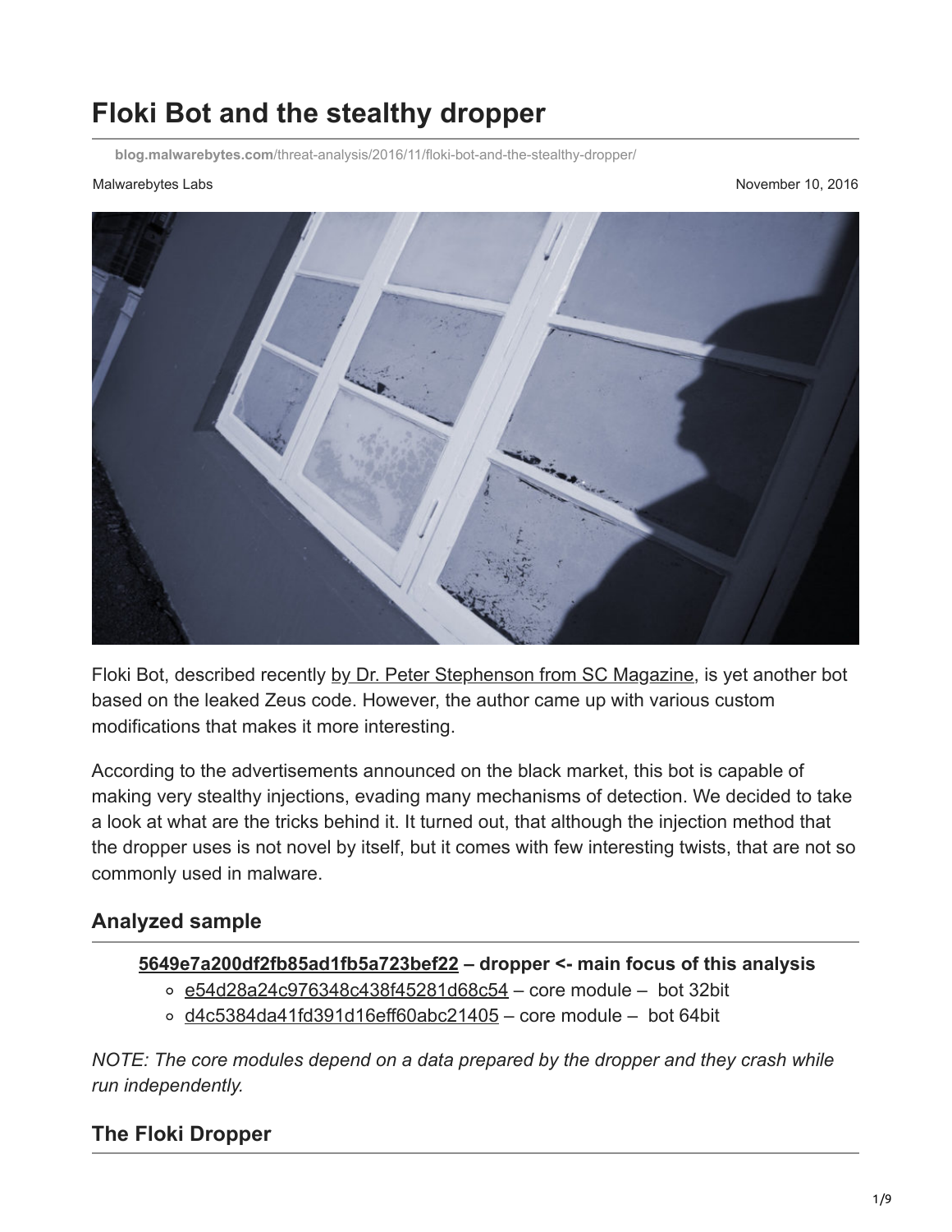# Floki Bot and the stealthy dropper

blog.malwarebytes.com/threat-analysis/2016/11/floki-bot-and-the-stealthy-dropper/

Malwarebytes Labs

November 10, 2016

Floki Bot, described recently [by Dr. Peter Stephenson from SC Magazine](), is yet another bot based on the leaked Zeus code. However, the author came up with various custom modifications that makes it more interesting.

According to the advertisements announced on the black market, this bot is capable of making very stealthy injections, evading many mechanisms of detection. We decided to take a look at what are the tricks behind it. It turned out, that although the injection method that the dropper uses is not novel by itself, but it comes with few interesting twists, that are not so commonly used in malware.

## Analyzed sample

**5649e7a200df2fb85ad1fb5a723bef22 – dropper <- main focus of this analysis**

- e54d28a24c976348c438f45281d68c54 – core module – bot 32bit
- d4c5384da41fd391d16eff60abc21405 – core module – bot 64bit

*NOTE: The core modules depend on a data prepared by the dropper and they crash while run independently.*

## The Floki Dropper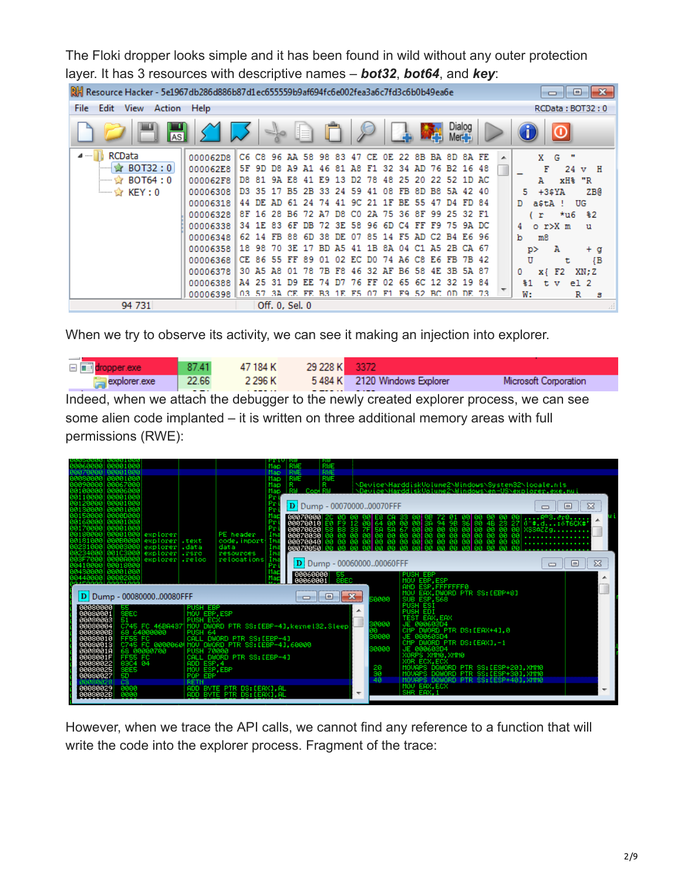The Floki dropper looks simple and it has been found in wild without any outer protection layer. It has 3 resources with descriptive names – ***bot32***, ***bot64***, and ***key***:

When we try to observe its activity, we can see it making an injection into explorer.

Indeed, when we attach the debugger to the newly created explorer process, we can see some alien code implanted – it is written on three additional memory areas with full permissions (RWE):

However, when we trace the API calls, we cannot find any reference to a function that will write the code into the explorer process. Fragment of the trace: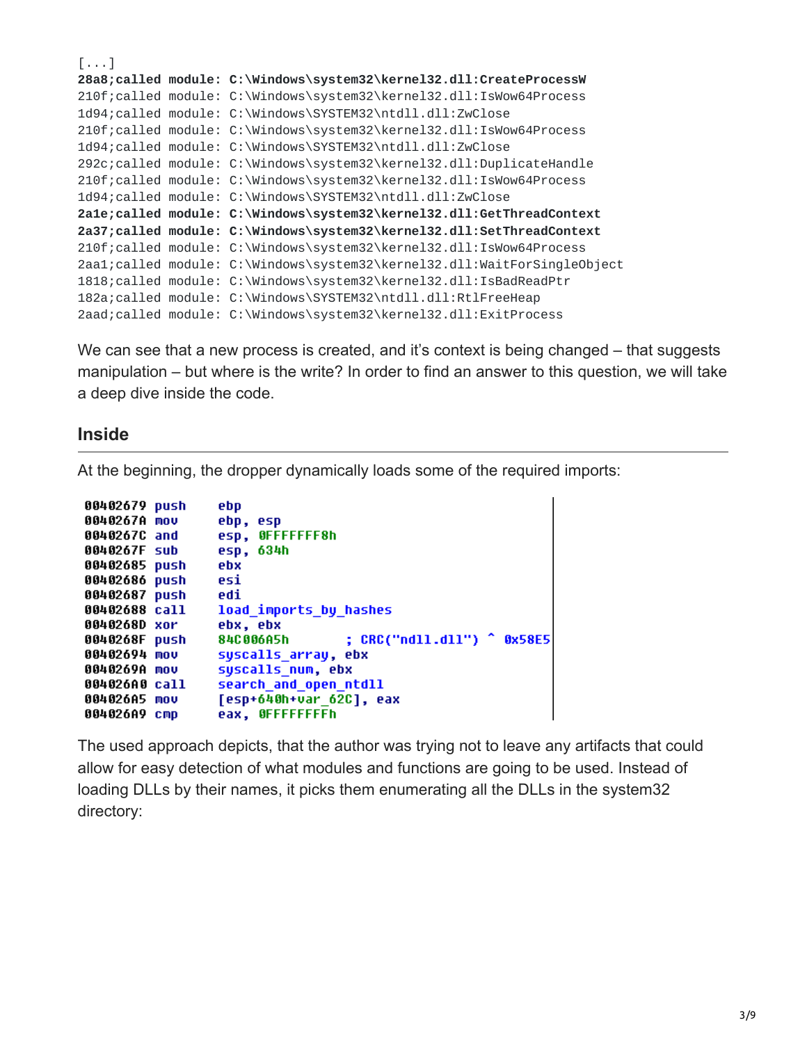```
[...]
28a8;called module: C:\Windows\system32\kernel32.dll:CreateProcessW
210f;called module: C:\Windows\system32\kernel32.dll:IsWow64Process
1d94;called module: C:\Windows\SYSTEM32\ntdll.dll:ZwClose
210f;called module: C:\Windows\system32\kernel32.dll:IsWow64Process
1d94;called module: C:\Windows\SYSTEM32\ntdll.dll:ZwClose
292c;called module: C:\Windows\system32\kernel32.dll:DuplicateHandle
210f;called module: C:\Windows\system32\kernel32.dll:IsWow64Process
1d94;called module: C:\Windows\SYSTEM32\ntdll.dll:ZwClose
2a1e;called module: C:\Windows\system32\kernel32.dll:GetThreadContext
2a37;called module: C:\Windows\system32\kernel32.dll:SetThreadContext
210f;called module: C:\Windows\system32\kernel32.dll:IsWow64Process
2aa1;called module: C:\Windows\system32\kernel32.dll:WaitForSingleObject
1818;called module: C:\Windows\system32\kernel32.dll:IsBadReadPtr
182a;called module: C:\Windows\SYSTEM32\ntdll.dll:RtlFreeHeap
2aad;called module: C:\Windows\system32\kernel32.dll:ExitProcess
```

We can see that a new process is created, and it's context is being changed – that suggests manipulation – but where is the write? In order to find an answer to this question, we will take a deep dive inside the code.

## Inside

At the beginning, the dropper dynamically loads some of the required imports:

```
00402679 push    ebp
0040267A mov     ebp, esp
0040267C and     esp, 0FFFFFFF8h
0040267F sub     esp, 634h
00402685 push    ebx
00402686 push    esi
00402687 push    edi
00402688 call    load_imports_by_hashes
0040268D xor     ebx, ebx
0040268F push    84C006A5h        ; CRC("ndll.dll") ^ 0x58E5
00402694 mov     syscalls_array, ebx
0040269A mov     syscalls_num, ebx
004026A0 call    search_and_open_ntdll
004026A5 mov     [esp+640h+var_62C], eax
004026A9 cmp     eax, 0FFFFFFFFh
```

The used approach depicts, that the author was trying not to leave any artifacts that could allow for easy detection of what modules and functions are going to be used. Instead of loading DLLs by their names, it picks them enumerating all the DLLs in the system32 directory: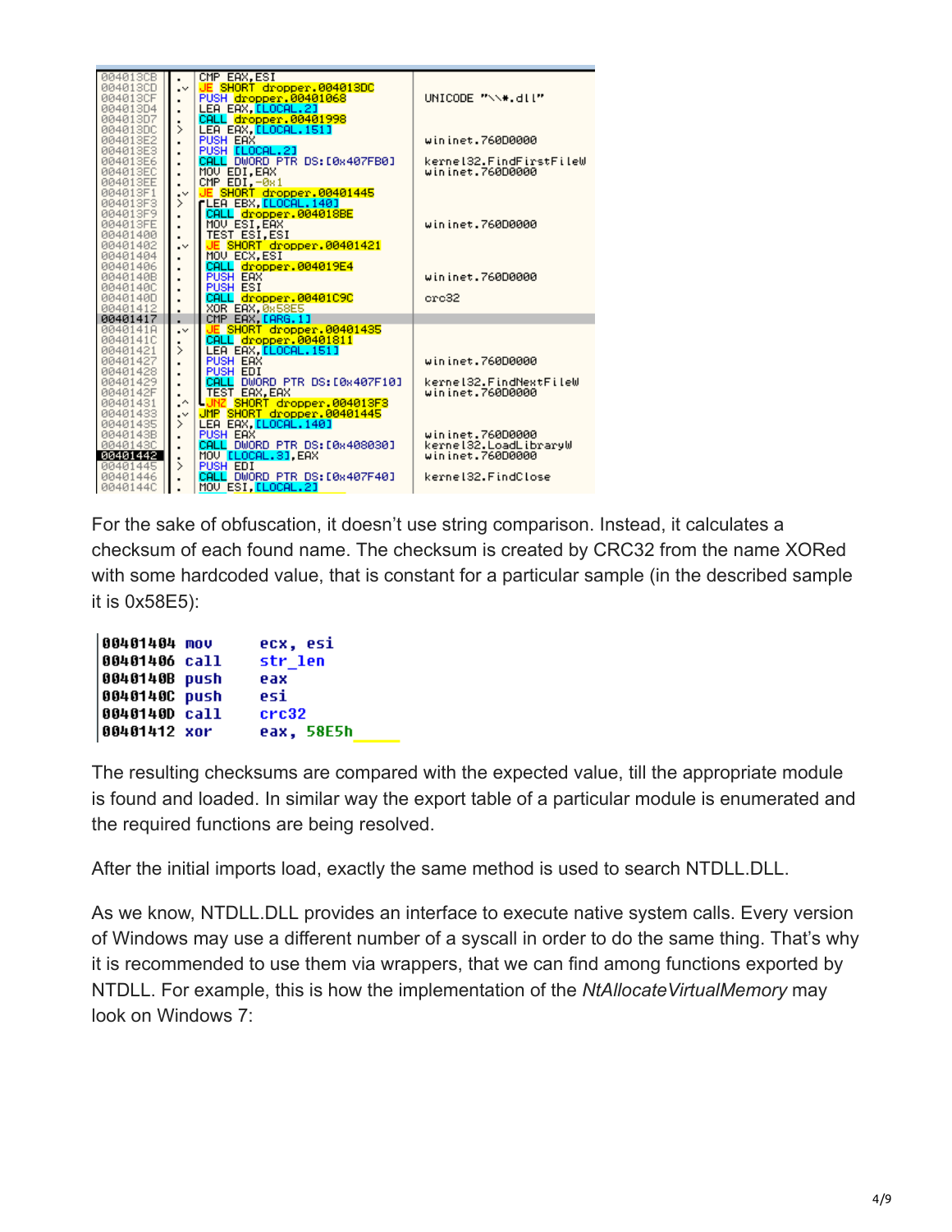```
004013CB   .  CMP EAX,ESI
004013CD   .v JE SHORT dropper.004013DC
004013CF   .  PUSH dropper.00401068                    UNICODE "\\*.dll"
004013D4   .  LEA EAX,[LOCAL.2]
004013D7   .  CALL dropper.00401998
004013DC   >  LEA EAX,[LOCAL.151]
004013E2   .  PUSH EAX                                 wininet.760D0000
004013E3   .  PUSH [LOCAL.2]
004013E6   .  CALL DWORD PTR DS:[0x407FB0]             kernel32.FindFirstFileW
004013EC   .  MOV EDI,EAX                              wininet.760D0000
004013EE   .  CMP EDI,-0x1
004013F1   .v JE SHORT dropper.00401445
004013F3   >  rLEA EBX,[LOCAL.140]
004013F9   .  CALL dropper.004018BE
004013FE   .  MOV ESI,EAX                              wininet.760D0000
00401400   .  TEST ESI,ESI
00401402   .v JE SHORT dropper.00401421
00401404   .  MOV ECX,ESI
00401406   .  CALL dropper.004019E4
0040140B   .  PUSH EAX                                 wininet.760D0000
0040140C   .  PUSH ESI
0040140D   .  CALL dropper.00401C9C                    crc32
00401412   .  XOR EAX,0x58E5
00401417   .  CMP EAX,[ARG.1]
0040141A   .v JE SHORT dropper.00401435
0040141C   .  CALL dropper.00401811
00401421   >  LEA EAX,[LOCAL.151]
00401427   .  PUSH EAX                                 wininet.760D0000
00401428   .  PUSH EDI
00401429   .  CALL DWORD PTR DS:[0x407F10]             kernel32.FindNextFileW
0040142F   .  TEST EAX,EAX                             wininet.760D0000
00401431   .^ LJNZ SHORT dropper.004013F3
00401433   .v JMP SHORT dropper.00401445
00401435   >  LEA EAX,[LOCAL.140]
0040143B   .  PUSH EAX                                 wininet.760D0000
0040143C   .  CALL DWORD PTR DS:[0x408030]             kernel32.LoadLibraryW
00401442   .  MOV [LOCAL.3],EAX                        wininet.760D0000
00401445   >  PUSH EDI
00401446   .  CALL DWORD PTR DS:[0x407F40]             kernel32.FindClose
0040144C   .  MOV ESI,[LOCAL.2]
```

For the sake of obfuscation, it doesn't use string comparison. Instead, it calculates a checksum of each found name. The checksum is created by CRC32 from the name XORed with some hardcoded value, that is constant for a particular sample (in the described sample it is 0x58E5):

```
00401404 mov     ecx, esi
00401406 call    str_len
0040140B push    eax
0040140C push    esi
0040140D call    crc32
00401412 xor     eax, 58E5h
```

The resulting checksums are compared with the expected value, till the appropriate module is found and loaded. In similar way the export table of a particular module is enumerated and the required functions are being resolved.

After the initial imports load, exactly the same method is used to search NTDLL.DLL.

As we know, NTDLL.DLL provides an interface to execute native system calls. Every version of Windows may use a different number of a syscall in order to do the same thing. That's why it is recommended to use them via wrappers, that we can find among functions exported by NTDLL. For example, this is how the implementation of the *NtAllocateVirtualMemory* may look on Windows 7: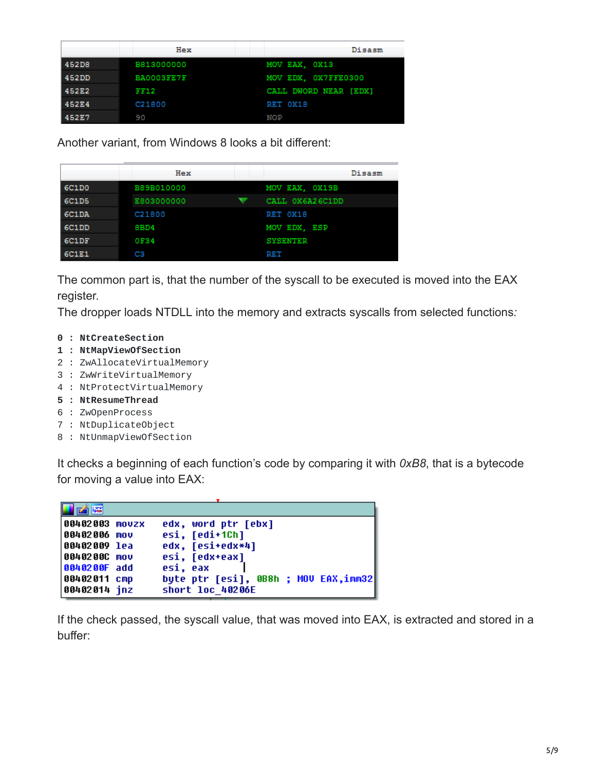| | Hex | Disasm |
|---|---|---|
| 452D8 | B813000000 | MOV EAX, 0X13 |
| 452DD | BA0003FE7F | MOV EDX, 0X7FFE0300 |
| 452E2 | FF12 | CALL DWORD NEAR [EDX] |
| 452E4 | C21800 | RET 0X18 |
| 452E7 | 90 | NOP |

Another variant, from Windows 8 looks a bit different:

| | Hex | Disasm |
|---|---|---|
| 6C1D0 | B89B010000 | MOV EAX, 0X19B |
| 6C1D5 | E803000000 | CALL 0X6A26C1DD |
| 6C1DA | C21800 | RET 0X18 |
| 6C1DD | 8BD4 | MOV EDX, ESP |
| 6C1DF | 0F34 | SYSENTER |
| 6C1E1 | C3 | RET |

The common part is, that the number of the syscall to be executed is moved into the EAX register.
The dropper loads NTDLL into the memory and extracts syscalls from selected functions:

```
0 : NtCreateSection
1 : NtMapViewOfSection
2 : ZwAllocateVirtualMemory
3 : ZwWriteVirtualMemory
4 : NtProtectVirtualMemory
5 : NtResumeThread
6 : ZwOpenProcess
7 : NtDuplicateObject
8 : NtUnmapViewOfSection
```

It checks a beginning of each function's code by comparing it with *0xB8*, that is a bytecode for moving a value into EAX:

```
00402003 movzx   edx, word ptr [ebx]
00402006 mov     esi, [edi+1Ch]
00402009 lea     edx, [esi+edx*4]
0040200C mov     esi, [edx+eax]
0040200F add     esi, eax
00402011 cmp     byte ptr [esi], 0B8h ; MOV EAX,imm32
00402014 jnz     short loc_40206E
```

If the check passed, the syscall value, that was moved into EAX, is extracted and stored in a buffer: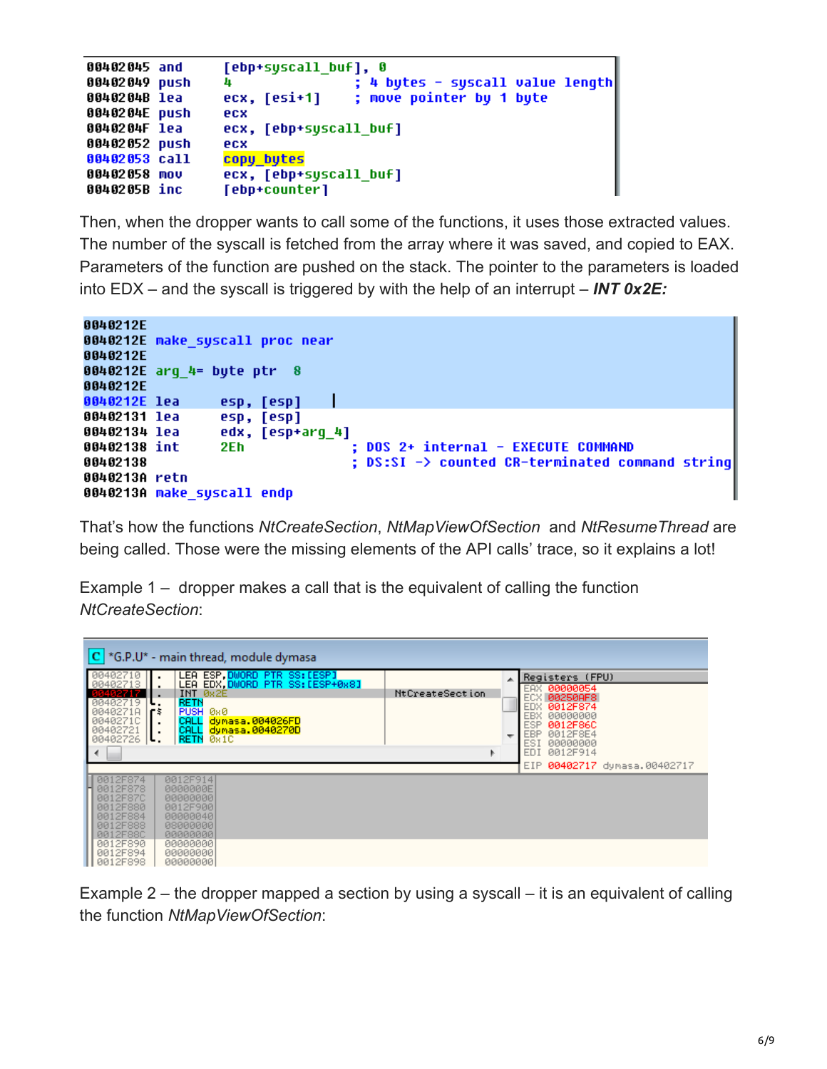```
00402045 and     [ebp+syscall_buf], 0
00402049 push    4               ; 4 bytes - syscall value length
0040204B lea     ecx, [esi+1]    ; move pointer by 1 byte
0040204E push    ecx
0040204F lea     ecx, [ebp+syscall_buf]
00402052 push    ecx
00402053 call    copy_bytes
00402058 mov     ecx, [ebp+syscall_buf]
0040205B inc     [ebp+counter]
```

Then, when the dropper wants to call some of the functions, it uses those extracted values. The number of the syscall is fetched from the array where it was saved, and copied to EAX. Parameters of the function are pushed on the stack. The pointer to the parameters is loaded into EDX – and the syscall is triggered by with the help of an interrupt – ***INT 0x2E:***

```
0040212E
0040212E make_syscall proc near
0040212E
0040212E arg_4= byte ptr  8
0040212E
0040212E lea     esp, [esp]
00402131 lea     esp, [esp]
00402134 lea     edx, [esp+arg_4]
00402138 int     2Eh              ; DOS 2+ internal - EXECUTE COMMAND
00402138                          ; DS:SI -> counted CR-terminated command string
0040213A retn
0040213A make_syscall endp
```

That's how the functions *NtCreateSection*, *NtMapViewOfSection* and *NtResumeThread* are being called. Those were the missing elements of the API calls' trace, so it explains a lot!

Example 1 – dropper makes a call that is the equivalent of calling the function *NtCreateSection*:

```
*G.P.U* - main thread, module dymasa

00402710  LEA ESP,DWORD PTR SS:[ESP]
00402713  LEA EDX,DWORD PTR SS:[ESP+0x8]
00402717  INT 0x2E                          NtCreateSection
00402719  RETN
0040271A  PUSH 0x0
0040271C  CALL dymasa.004026FD
00402721  CALL dymasa.0040270D
00402726  RETN 0x1C

Registers (FPU)
EAX 00000054
ECX 00250AF8
EDX 0012F874
EBX 00000000
ESP 0012F86C
EBP 0012F8E4
ESI 00000000
EDI 0012F914
EIP 00402717 dymasa.00402717

0012F874  0012F914
0012F878  0000000E
0012F87C  00000000
0012F880  0012F900
0012F884  00000040
0012F888  08000000
0012F88C  00000000
0012F890  00000000
0012F894  00000000
0012F898  00000000
```

Example 2 – the dropper mapped a section by using a syscall – it is an equivalent of calling the function *NtMapViewOfSection*: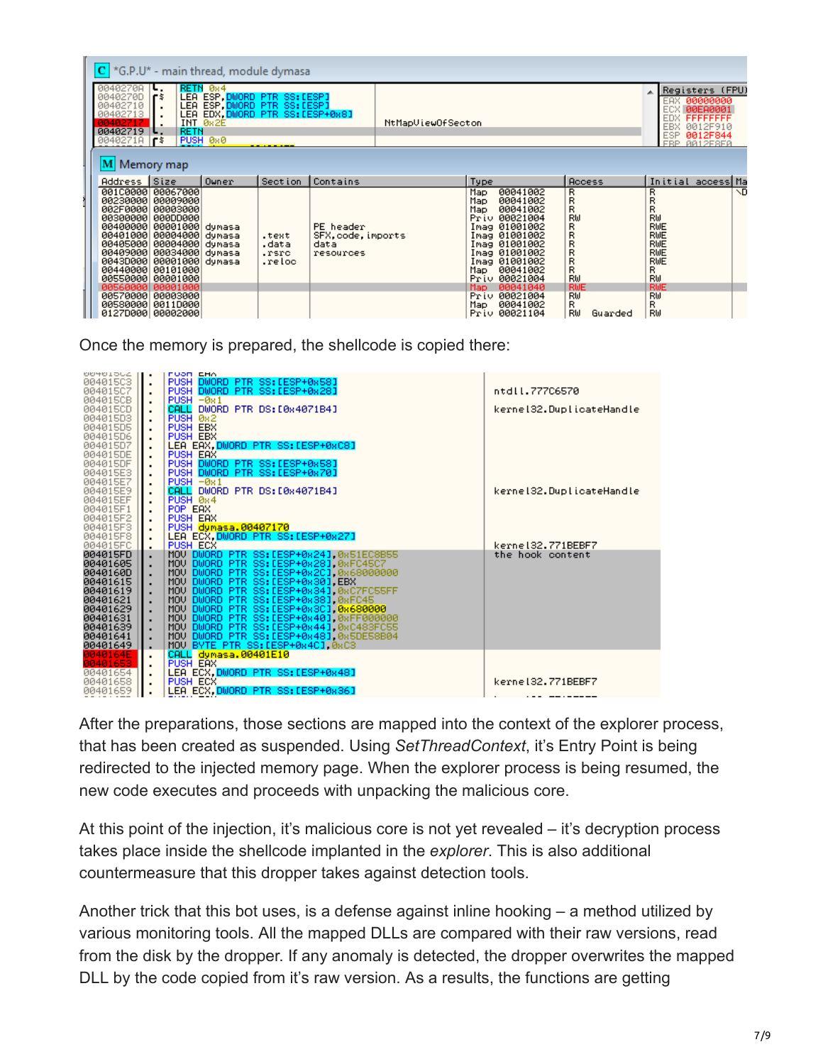Once the memory is prepared, the shellcode is copied there:

After the preparations, those sections are mapped into the context of the explorer process, that has been created as suspended. Using *SetThreadContext*, it's Entry Point is being redirected to the injected memory page. When the explorer process is being resumed, the new code executes and proceeds with unpacking the malicious core.

At this point of the injection, it's malicious core is not yet revealed – it's decryption process takes place inside the shellcode implanted in the *explorer*. This is also additional countermeasure that this dropper takes against detection tools.

Another trick that this bot uses, is a defense against inline hooking – a method utilized by various monitoring tools. All the mapped DLLs are compared with their raw versions, read from the disk by the dropper. If any anomaly is detected, the dropper overwrites the mapped DLL by the code copied from it's raw version. As a results, the functions are getting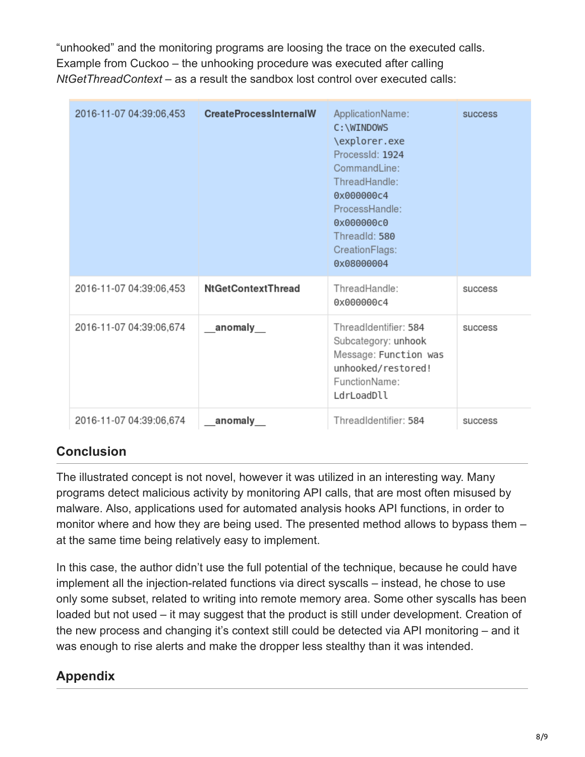"unhooked" and the monitoring programs are loosing the trace on the executed calls. Example from Cuckoo – the unhooking procedure was executed after calling *NtGetThreadContext* – as a result the sandbox lost control over executed calls:

| | | | |
|---|---|---|---|
| 2016-11-07 04:39:06,453 | **CreateProcessInternalW** | ApplicationName: C:\WINDOWS\explorer.exe ProcessId: 1924 CommandLine: ThreadHandle: 0x000000c4 ProcessHandle: 0x000000c0 ThreadId: 580 CreationFlags: 0x08000004 | success |
| 2016-11-07 04:39:06,453 | **NtGetContextThread** | ThreadHandle: 0x000000c4 | success |
| 2016-11-07 04:39:06,674 | **__anomaly__** | ThreadIdentifier: 584 Subcategory: unhook Message: Function was unhooked/restored! FunctionName: LdrLoadDll | success |
| 2016-11-07 04:39:06,674 | **__anomaly__** | ThreadIdentifier: 584 | success |

## Conclusion

The illustrated concept is not novel, however it was utilized in an interesting way. Many programs detect malicious activity by monitoring API calls, that are most often misused by malware. Also, applications used for automated analysis hooks API functions, in order to monitor where and how they are being used. The presented method allows to bypass them – at the same time being relatively easy to implement.

In this case, the author didn't use the full potential of the technique, because he could have implement all the injection-related functions via direct syscalls – instead, he chose to use only some subset, related to writing into remote memory area. Some other syscalls has been loaded but not used – it may suggest that the product is still under development. Creation of the new process and changing it's context still could be detected via API monitoring – and it was enough to rise alerts and make the dropper less stealthy than it was intended.

## Appendix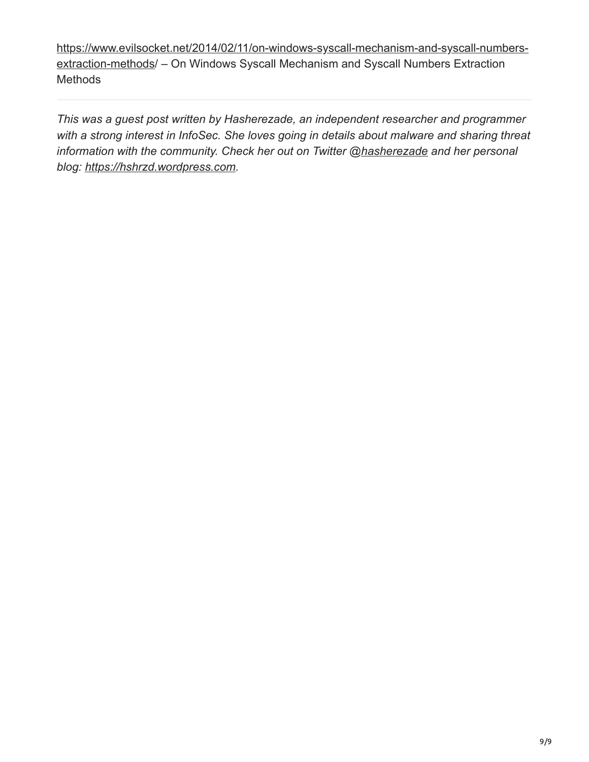https://www.evilsocket.net/2014/02/11/on-windows-syscall-mechanism-and-syscall-numbers-extraction-methods/ – On Windows Syscall Mechanism and Syscall Numbers Extraction Methods

---

*This was a guest post written by Hasherezade, an independent researcher and programmer with a strong interest in InfoSec. She loves going in details about malware and sharing threat information with the community. Check her out on Twitter @hasherezade and her personal blog: https://hshrzd.wordpress.com.*